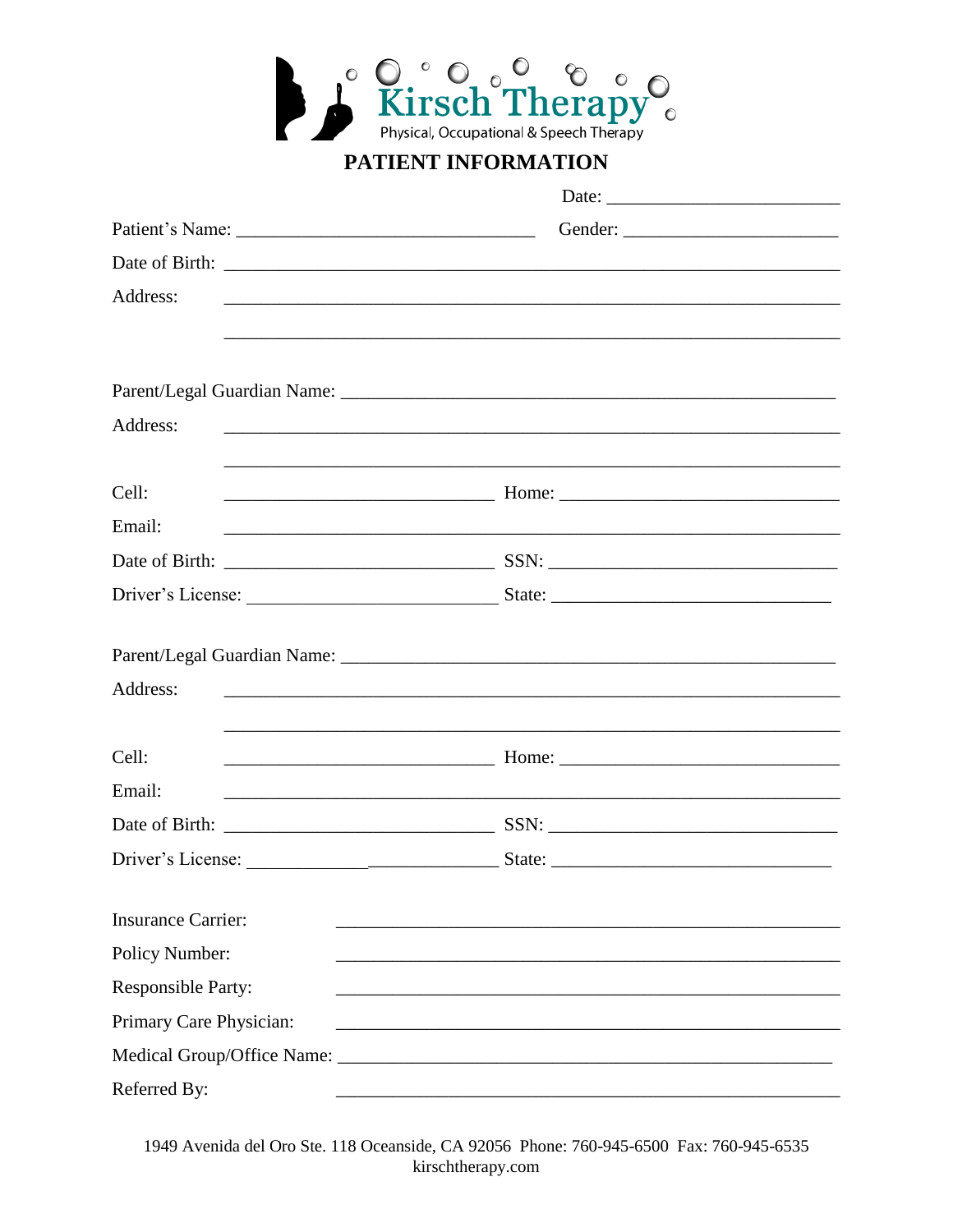Kirsch Therapy

Physical, Occupational & Speech Therapy

# PATIENT INFORMATION

Date: ________________________

Patient's Name: ________________________________ Gender: ______________________

Date of Birth: ______________________________________________________________

Address: ___________________________________________________________________

___________________________________________________________________

Parent/Legal Guardian Name: _______________________________________________

Address: ___________________________________________________________________

___________________________________________________________________

Cell: ______________________________ Home: ______________________________

Email: ___________________________________________________________________

Date of Birth: ______________________________ SSN: ______________________________

Driver's License: ____________________________ State: ______________________________

Parent/Legal Guardian Name: _______________________________________________

Address: ___________________________________________________________________

___________________________________________________________________

Cell: ______________________________ Home: ______________________________

Email: ___________________________________________________________________

Date of Birth: ______________________________ SSN: ______________________________

Driver's License: ____________________________ State: ______________________________

Insurance Carrier: ________________________________________________________

Policy Number: ________________________________________________________

Responsible Party: ________________________________________________________

Primary Care Physician: ________________________________________________________

Medical Group/Office Name: _______________________________________________

Referred By: ________________________________________________________

1949 Avenida del Oro Ste. 118 Oceanside, CA 92056 Phone: 760-945-6500 Fax: 760-945-6535
kirschtherapy.com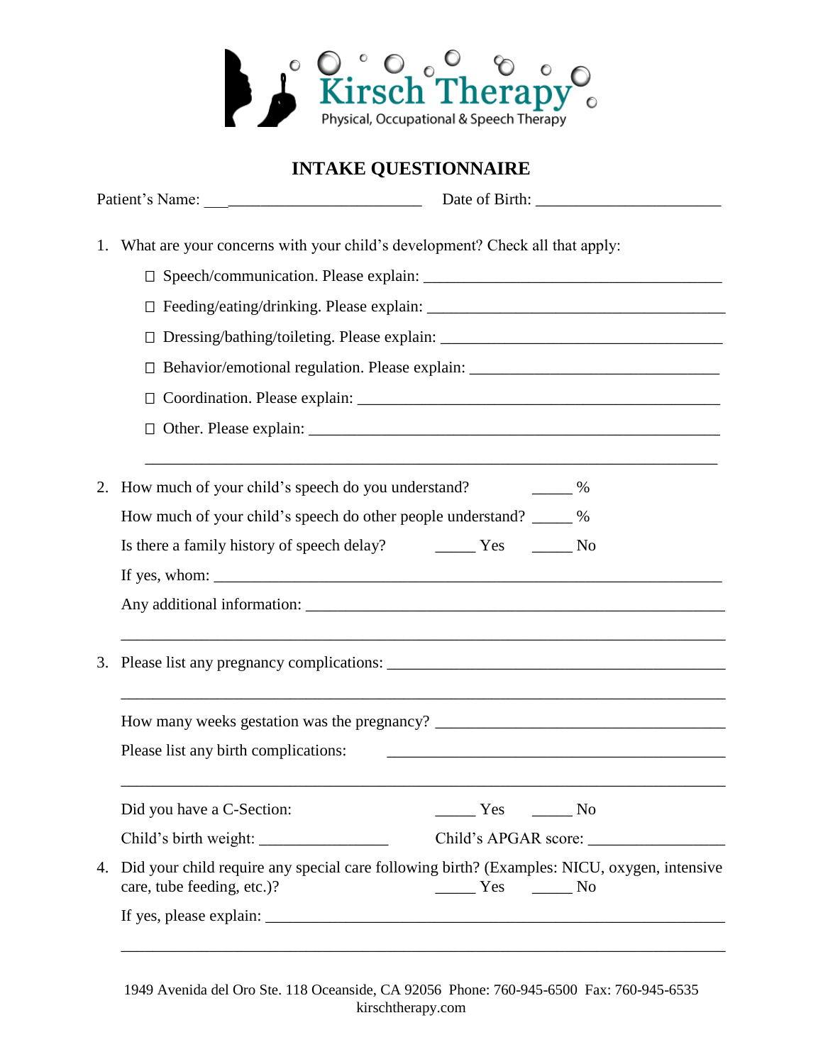Kirsch Therapy
Physical, Occupational & Speech Therapy

# INTAKE QUESTIONNAIRE

Patient's Name: ___________________________ Date of Birth: _______________________

1. What are your concerns with your child's development? Check all that apply:

   ☐ Speech/communication. Please explain: ____________________________________

   ☐ Feeding/eating/drinking. Please explain: ___________________________________

   ☐ Dressing/bathing/toileting. Please explain: __________________________________

   ☐ Behavior/emotional regulation. Please explain: ______________________________

   ☐ Coordination. Please explain: ____________________________________________

   ☐ Other. Please explain: _________________________________________________

   ________________________________________________________________________

2. How much of your child's speech do you understand? _____ %

   How much of your child's speech do other people understand? _____ %

   Is there a family history of speech delay? _____ Yes _____ No

   If yes, whom: _________________________________________________________

   Any additional information: ______________________________________________

   ________________________________________________________________________

3. Please list any pregnancy complications: ___________________________________

   ________________________________________________________________________

   How many weeks gestation was the pregnancy? _______________________________

   Please list any birth complications: _________________________________________

   ________________________________________________________________________

   Did you have a C-Section: _____ Yes _____ No

   Child's birth weight: ________________ Child's APGAR score: ________________

4. Did your child require any special care following birth? (Examples: NICU, oxygen, intensive care, tube feeding, etc.)? _____ Yes _____ No

   If yes, please explain: ___________________________________________________

   ________________________________________________________________________

1949 Avenida del Oro Ste. 118 Oceanside, CA 92056 Phone: 760-945-6500 Fax: 760-945-6535
kirschtherapy.com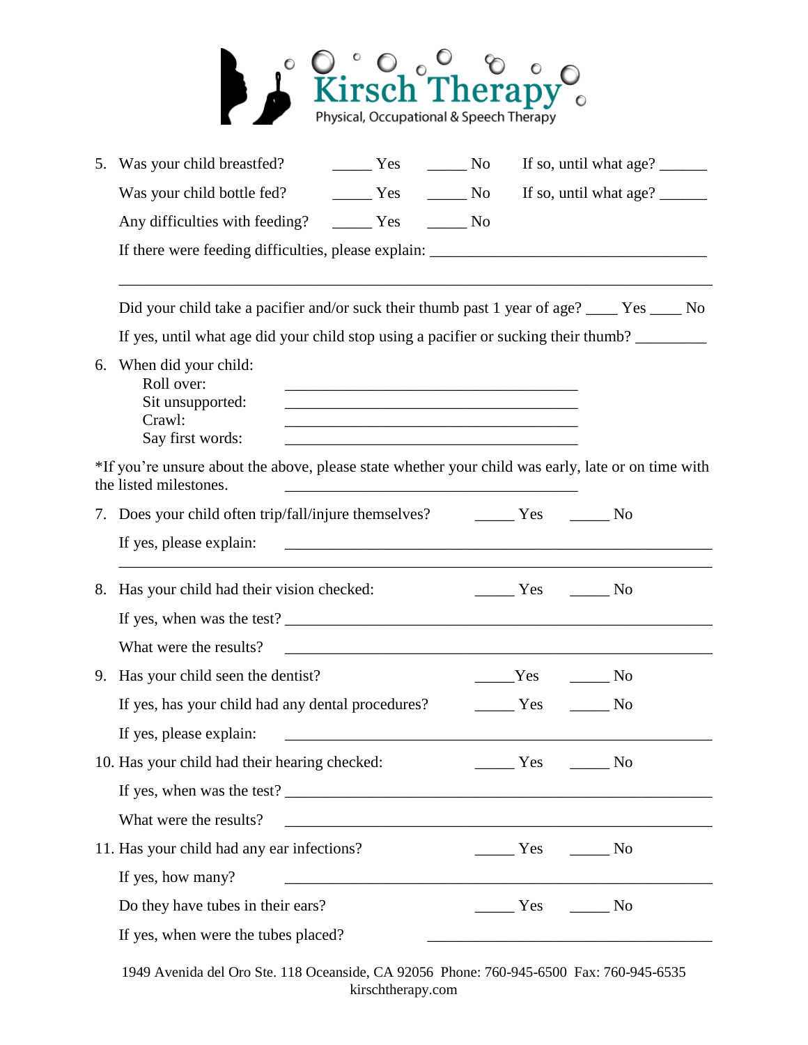Kirsch Therapy
Physical, Occupational & Speech Therapy

5. Was your child breastfed? _____ Yes _____ No If so, until what age? ______

   Was your child bottle fed? _____ Yes _____ No If so, until what age? ______

   Any difficulties with feeding? _____ Yes _____ No

   If there were feeding difficulties, please explain: ___________________________________

   ___________________________________________________________________________

   Did your child take a pacifier and/or suck their thumb past 1 year of age? ____ Yes ____ No

   If yes, until what age did your child stop using a pacifier or sucking their thumb? _________

6. When did your child:
   - Roll over: ______________________________________
   - Sit unsupported: ______________________________________
   - Crawl: ______________________________________
   - Say first words: ______________________________________

*If you're unsure about the above, please state whether your child was early, late or on time with the listed milestones. ______________________________________

7. Does your child often trip/fall/injure themselves? _____ Yes _____ No

   If yes, please explain: _______________________________________________________

   ___________________________________________________________________________

8. Has your child had their vision checked: _____ Yes _____ No

   If yes, when was the test? _____________________________________________________

   What were the results? _______________________________________________________

9. Has your child seen the dentist? _____Yes _____ No

   If yes, has your child had any dental procedures? _____ Yes _____ No

   If yes, please explain: _______________________________________________________

10. Has your child had their hearing checked: _____ Yes _____ No

    If yes, when was the test? _____________________________________________________

    What were the results? _______________________________________________________

11. Has your child had any ear infections? _____ Yes _____ No

    If yes, how many? _______________________________________________________

    Do they have tubes in their ears? _____ Yes _____ No

    If yes, when were the tubes placed? ______________________________________

1949 Avenida del Oro Ste. 118 Oceanside, CA 92056 Phone: 760-945-6500 Fax: 760-945-6535
kirschtherapy.com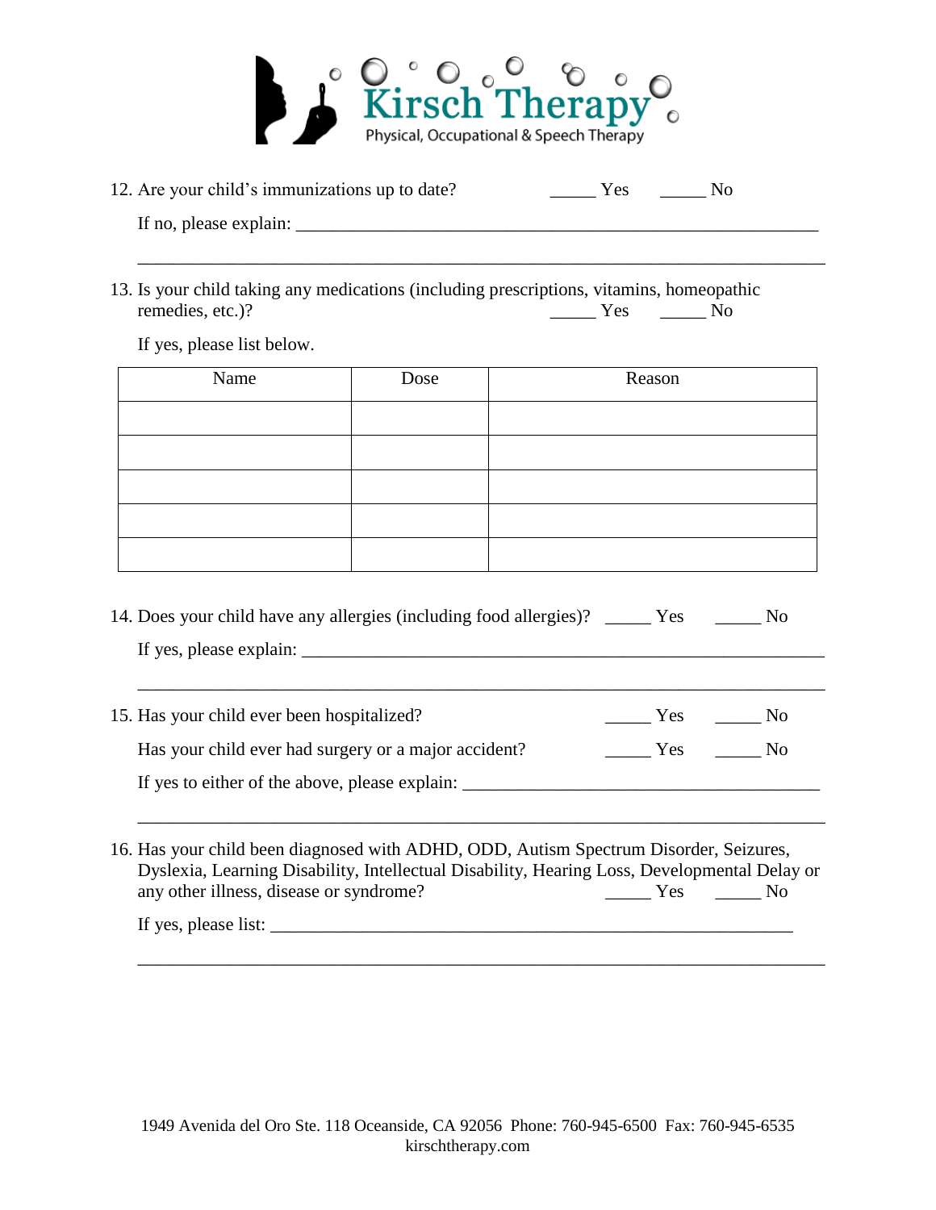Kirsch Therapy

Physical, Occupational & Speech Therapy

12. Are your child's immunizations up to date? _____ Yes _____ No

    If no, please explain: ____________________________________________________________

    ______________________________________________________________________________

13. Is your child taking any medications (including prescriptions, vitamins, homeopathic remedies, etc.)? _____ Yes _____ No

    If yes, please list below.

| Name | Dose | Reason |
|---|---|---|
| | | |
| | | |
| | | |
| | | |
| | | |

14. Does your child have any allergies (including food allergies)? _____ Yes _____ No

    If yes, please explain: ____________________________________________________________

    ______________________________________________________________________________

15. Has your child ever been hospitalized? _____ Yes _____ No

    Has your child ever had surgery or a major accident? _____ Yes _____ No

    If yes to either of the above, please explain: _________________________________________

    ______________________________________________________________________________

16. Has your child been diagnosed with ADHD, ODD, Autism Spectrum Disorder, Seizures, Dyslexia, Learning Disability, Intellectual Disability, Hearing Loss, Developmental Delay or any other illness, disease or syndrome? _____ Yes _____ No

    If yes, please list: ____________________________________________________________

    ______________________________________________________________________________

1949 Avenida del Oro Ste. 118 Oceanside, CA 92056 Phone: 760-945-6500 Fax: 760-945-6535
kirschtherapy.com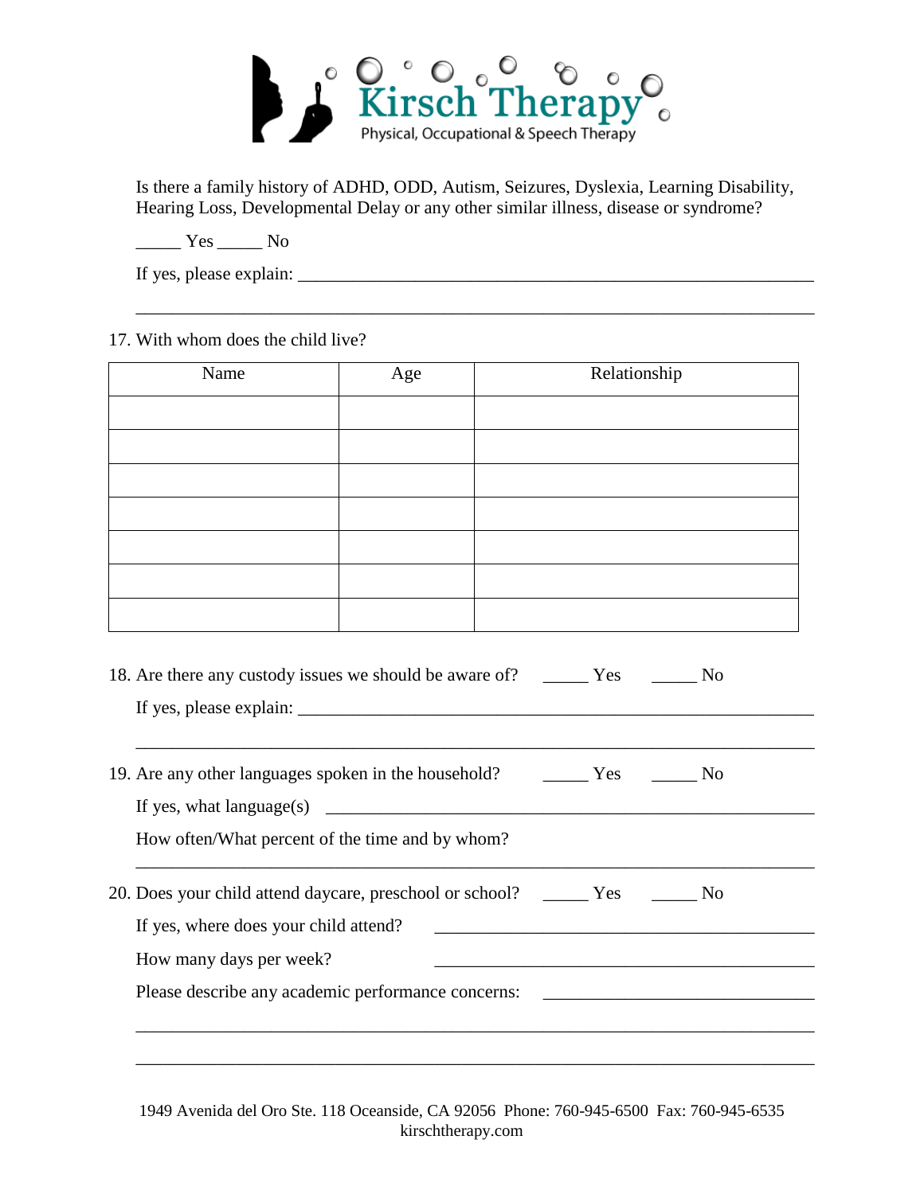Kirsch Therapy
Physical, Occupational & Speech Therapy

Is there a family history of ADHD, ODD, Autism, Seizures, Dyslexia, Learning Disability, Hearing Loss, Developmental Delay or any other similar illness, disease or syndrome?

_____ Yes _____ No

If yes, please explain: ____________________________________________________________

______________________________________________________________________________

17. With whom does the child live?

| Name | Age | Relationship |
|---|---|---|
| | | |
| | | |
| | | |
| | | |
| | | |
| | | |
| | | |

18. Are there any custody issues we should be aware of? _____ Yes _____ No

If yes, please explain: ____________________________________________________________

______________________________________________________________________________

19. Are any other languages spoken in the household? _____ Yes _____ No

If yes, what language(s) ________________________________________________________

How often/What percent of the time and by whom?

______________________________________________________________________________

20. Does your child attend daycare, preschool or school? _____ Yes _____ No

If yes, where does your child attend? __________________________________________

How many days per week? __________________________________________

Please describe any academic performance concerns: ______________________________

______________________________________________________________________________

______________________________________________________________________________

1949 Avenida del Oro Ste. 118 Oceanside, CA 92056 Phone: 760-945-6500 Fax: 760-945-6535
kirschtherapy.com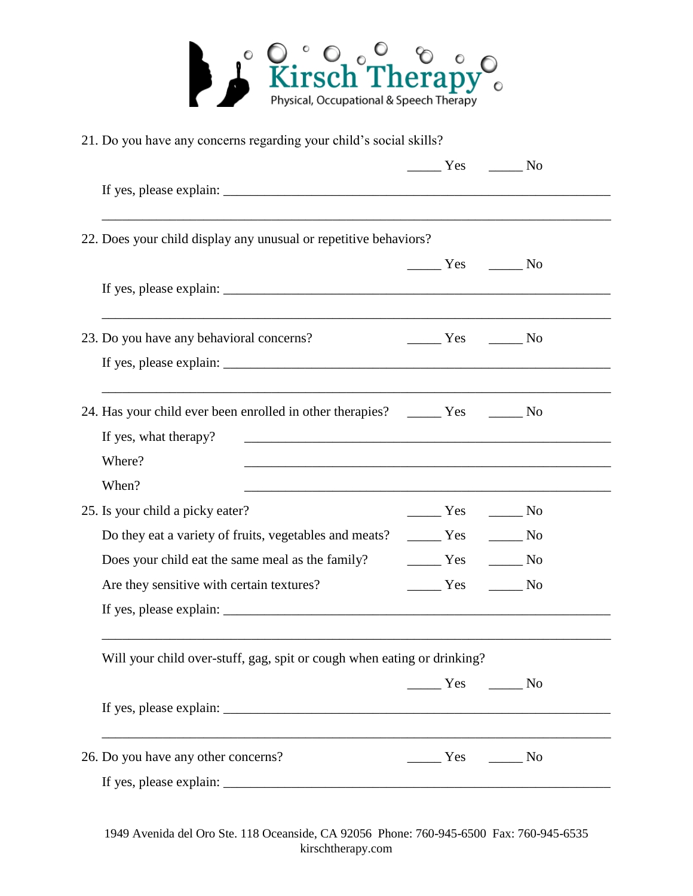Kirsch Therapy
Physical, Occupational & Speech Therapy

21. Do you have any concerns regarding your child's social skills?

_____ Yes _____ No

If yes, please explain: ___________________________________________________________

___________________________________________________________________________

22. Does your child display any unusual or repetitive behaviors?

_____ Yes _____ No

If yes, please explain: ___________________________________________________________

___________________________________________________________________________

23. Do you have any behavioral concerns? _____ Yes _____ No

If yes, please explain: ___________________________________________________________

___________________________________________________________________________

24. Has your child ever been enrolled in other therapies? _____ Yes _____ No

If yes, what therapy? _____________________________________________________

Where? _____________________________________________________

When? _____________________________________________________

25. Is your child a picky eater? _____ Yes _____ No

Do they eat a variety of fruits, vegetables and meats? _____ Yes _____ No

Does your child eat the same meal as the family? _____ Yes _____ No

Are they sensitive with certain textures? _____ Yes _____ No

If yes, please explain: ___________________________________________________________

___________________________________________________________________________

Will your child over-stuff, gag, spit or cough when eating or drinking?

_____ Yes _____ No

If yes, please explain: ___________________________________________________________

___________________________________________________________________________

26. Do you have any other concerns? _____ Yes _____ No

If yes, please explain: ___________________________________________________________

1949 Avenida del Oro Ste. 118 Oceanside, CA 92056 Phone: 760-945-6500 Fax: 760-945-6535
kirschtherapy.com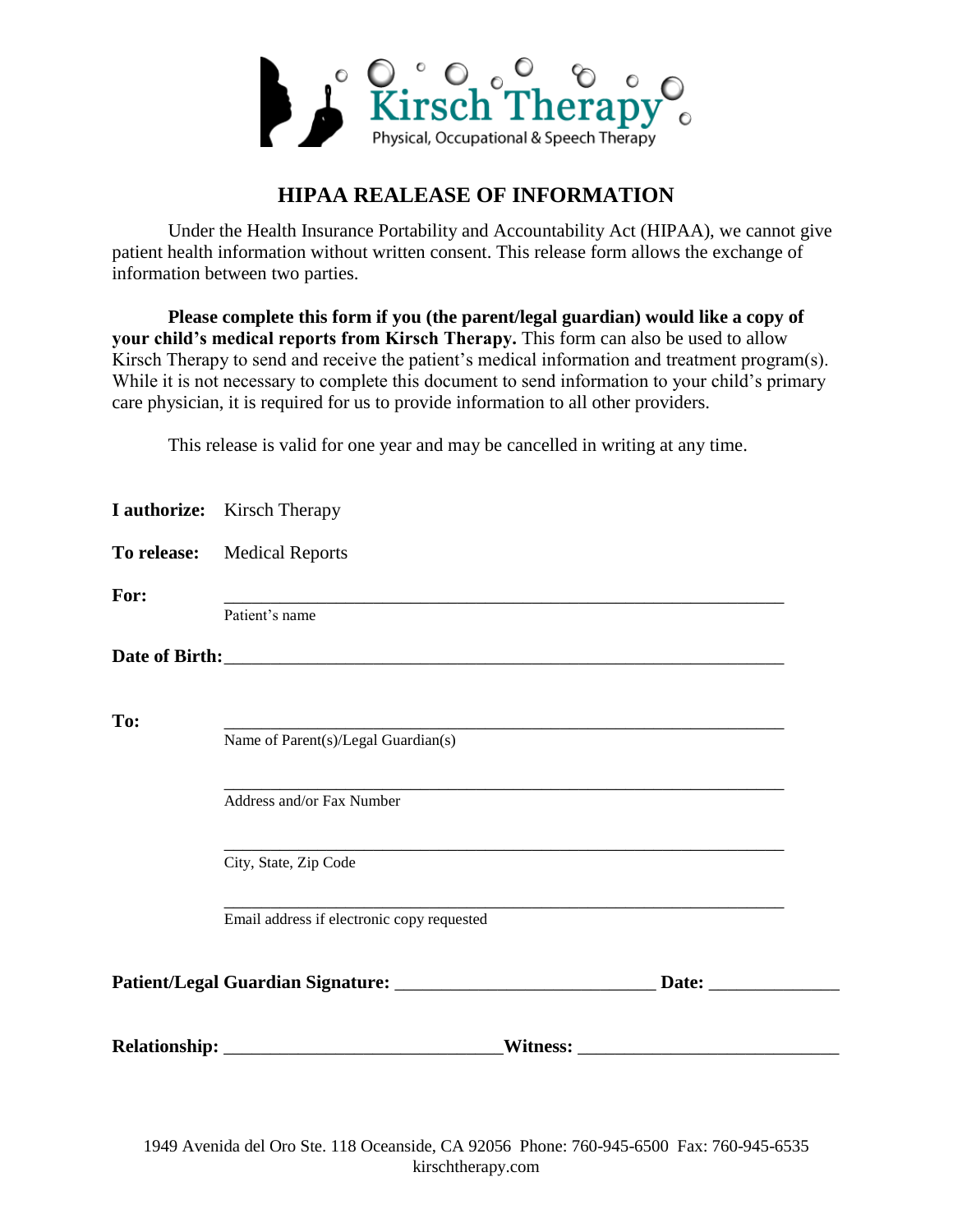Kirsch Therapy
Physical, Occupational & Speech Therapy

## HIPAA REALEASE OF INFORMATION

Under the Health Insurance Portability and Accountability Act (HIPAA), we cannot give patient health information without written consent. This release form allows the exchange of information between two parties.

**Please complete this form if you (the parent/legal guardian) would like a copy of your child's medical reports from Kirsch Therapy.** This form can also be used to allow Kirsch Therapy to send and receive the patient's medical information and treatment program(s). While it is not necessary to complete this document to send information to your child's primary care physician, it is required for us to provide information to all other providers.

This release is valid for one year and may be cancelled in writing at any time.

**I authorize:** Kirsch Therapy

**To release:** Medical Reports

**For:** ______________________________________________
Patient's name

**Date of Birth:**______________________________________________

**To:** ______________________________________________
Name of Parent(s)/Legal Guardian(s)

______________________________________________
Address and/or Fax Number

______________________________________________
City, State, Zip Code

______________________________________________
Email address if electronic copy requested

**Patient/Legal Guardian Signature:** ___________________________ **Date:** ______________

**Relationship:** _____________________________**Witness:** ___________________________

1949 Avenida del Oro Ste. 118 Oceanside, CA 92056 Phone: 760-945-6500 Fax: 760-945-6535
kirschtherapy.com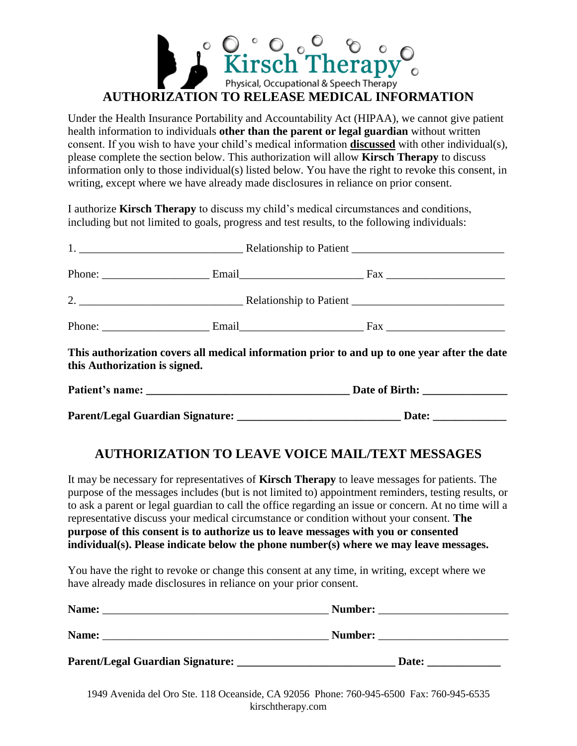Kirsch Therapy

Physical, Occupational & Speech Therapy

# AUTHORIZATION TO RELEASE MEDICAL INFORMATION

Under the Health Insurance Portability and Accountability Act (HIPAA), we cannot give patient health information to individuals **other than the parent or legal guardian** without written consent. If you wish to have your child's medical information **discussed** with other individual(s), please complete the section below. This authorization will allow **Kirsch Therapy** to discuss information only to those individual(s) listed below. You have the right to revoke this consent, in writing, except where we have already made disclosures in reliance on prior consent.

I authorize **Kirsch Therapy** to discuss my child's medical circumstances and conditions, including but not limited to goals, progress and test results, to the following individuals:

1. ____________________________ Relationship to Patient __________________________

Phone: __________________ Email_____________________ Fax ____________________

2. ____________________________ Relationship to Patient __________________________

Phone: __________________ Email_____________________ Fax ____________________

**This authorization covers all medical information prior to and up to one year after the date this Authorization is signed.**

**Patient's name: ___________________________________ Date of Birth: ______________**

**Parent/Legal Guardian Signature: ____________________________ Date: ____________**

# AUTHORIZATION TO LEAVE VOICE MAIL/TEXT MESSAGES

It may be necessary for representatives of **Kirsch Therapy** to leave messages for patients. The purpose of the messages includes (but is not limited to) appointment reminders, testing results, or to ask a parent or legal guardian to call the office regarding an issue or concern. At no time will a representative discuss your medical circumstance or condition without your consent. **The purpose of this consent is to authorize us to leave messages with you or consented individual(s). Please indicate below the phone number(s) where we may leave messages.**

You have the right to revoke or change this consent at any time, in writing, except where we have already made disclosures in reliance on your prior consent.

**Name:** ________________________________________ **Number:** ______________________

**Name:** ________________________________________ **Number:** ______________________

**Parent/Legal Guardian Signature: ___________________________ Date: ____________**

1949 Avenida del Oro Ste. 118 Oceanside, CA 92056 Phone: 760-945-6500 Fax: 760-945-6535
kirschtherapy.com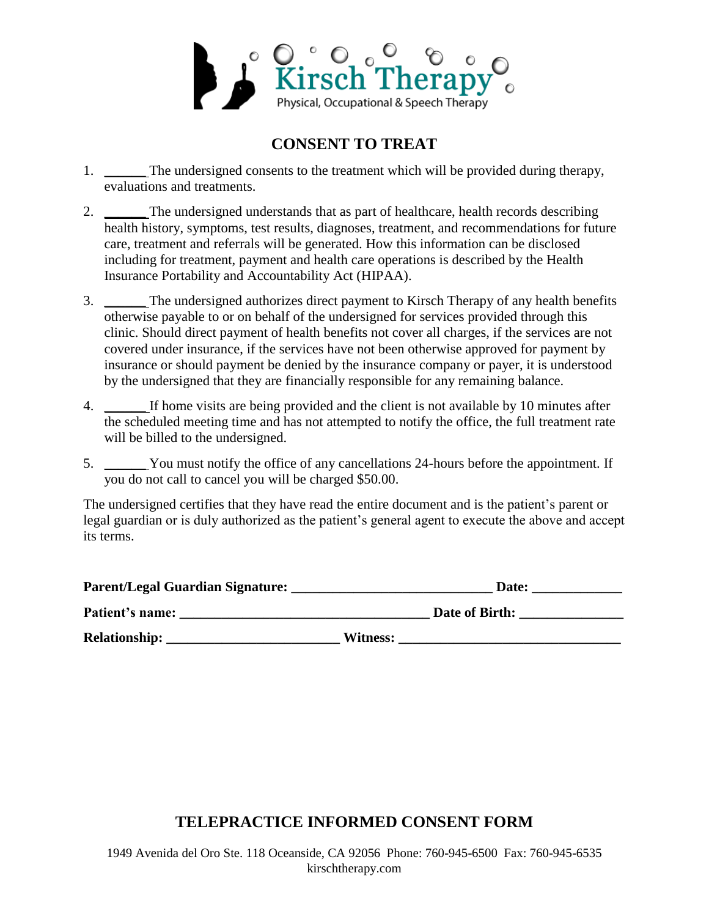Kirsch Therapy

Physical, Occupational & Speech Therapy

## CONSENT TO TREAT

1. ______The undersigned consents to the treatment which will be provided during therapy, evaluations and treatments.
2. ______The undersigned understands that as part of healthcare, health records describing health history, symptoms, test results, diagnoses, treatment, and recommendations for future care, treatment and referrals will be generated. How this information can be disclosed including for treatment, payment and health care operations is described by the Health Insurance Portability and Accountability Act (HIPAA).
3. ______The undersigned authorizes direct payment to Kirsch Therapy of any health benefits otherwise payable to or on behalf of the undersigned for services provided through this clinic. Should direct payment of health benefits not cover all charges, if the services are not covered under insurance, if the services have not been otherwise approved for payment by insurance or should payment be denied by the insurance company or payer, it is understood by the undersigned that they are financially responsible for any remaining balance.
4. ______If home visits are being provided and the client is not available by 10 minutes after the scheduled meeting time and has not attempted to notify the office, the full treatment rate will be billed to the undersigned.
5. ______You must notify the office of any cancellations 24-hours before the appointment. If you do not call to cancel you will be charged $50.00.

The undersigned certifies that they have read the entire document and is the patient's parent or legal guardian or is duly authorized as the patient's general agent to execute the above and accept its terms.

**Parent/Legal Guardian Signature:** ____________________________ **Date:** ____________

**Patient's name:** __________________________________ **Date of Birth:** ______________

**Relationship:** ________________________ **Witness:** _______________________________

## TELEPRACTICE INFORMED CONSENT FORM

1949 Avenida del Oro Ste. 118 Oceanside, CA 92056 Phone: 760-945-6500 Fax: 760-945-6535
kirschtherapy.com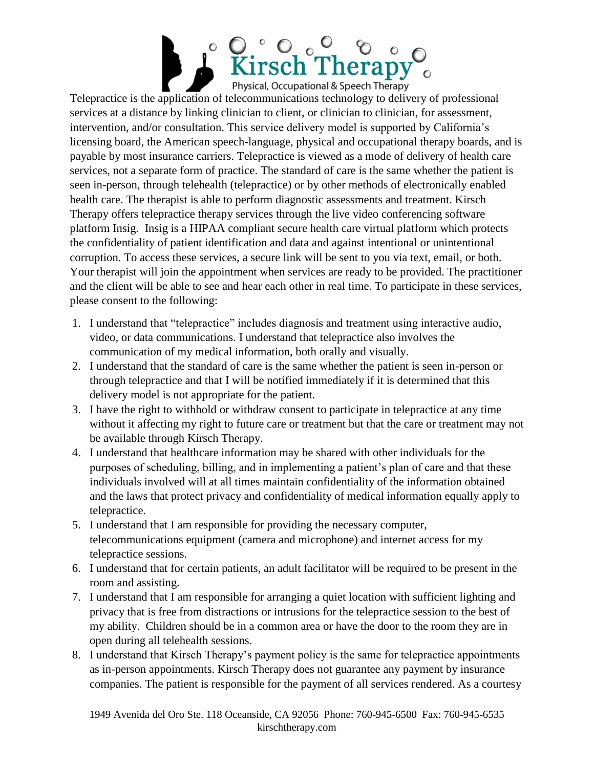Telepractice is the application of telecommunications technology to delivery of professional services at a distance by linking clinician to client, or clinician to clinician, for assessment, intervention, and/or consultation. This service delivery model is supported by California's licensing board, the American speech-language, physical and occupational therapy boards, and is payable by most insurance carriers. Telepractice is viewed as a mode of delivery of health care services, not a separate form of practice. The standard of care is the same whether the patient is seen in-person, through telehealth (telepractice) or by other methods of electronically enabled health care. The therapist is able to perform diagnostic assessments and treatment. Kirsch Therapy offers telepractice therapy services through the live video conferencing software platform Insig. Insig is a HIPAA compliant secure health care virtual platform which protects the confidentiality of patient identification and data and against intentional or unintentional corruption. To access these services, a secure link will be sent to you via text, email, or both. Your therapist will join the appointment when services are ready to be provided. The practitioner and the client will be able to see and hear each other in real time. To participate in these services, please consent to the following:

1. I understand that "telepractice" includes diagnosis and treatment using interactive audio, video, or data communications. I understand that telepractice also involves the communication of my medical information, both orally and visually.
2. I understand that the standard of care is the same whether the patient is seen in-person or through telepractice and that I will be notified immediately if it is determined that this delivery model is not appropriate for the patient.
3. I have the right to withhold or withdraw consent to participate in telepractice at any time without it affecting my right to future care or treatment but that the care or treatment may not be available through Kirsch Therapy.
4. I understand that healthcare information may be shared with other individuals for the purposes of scheduling, billing, and in implementing a patient's plan of care and that these individuals involved will at all times maintain confidentiality of the information obtained and the laws that protect privacy and confidentiality of medical information equally apply to telepractice.
5. I understand that I am responsible for providing the necessary computer, telecommunications equipment (camera and microphone) and internet access for my telepractice sessions.
6. I understand that for certain patients, an adult facilitator will be required to be present in the room and assisting.
7. I understand that I am responsible for arranging a quiet location with sufficient lighting and privacy that is free from distractions or intrusions for the telepractice session to the best of my ability. Children should be in a common area or have the door to the room they are in open during all telehealth sessions.
8. I understand that Kirsch Therapy's payment policy is the same for telepractice appointments as in-person appointments. Kirsch Therapy does not guarantee any payment by insurance companies. The patient is responsible for the payment of all services rendered. As a courtesy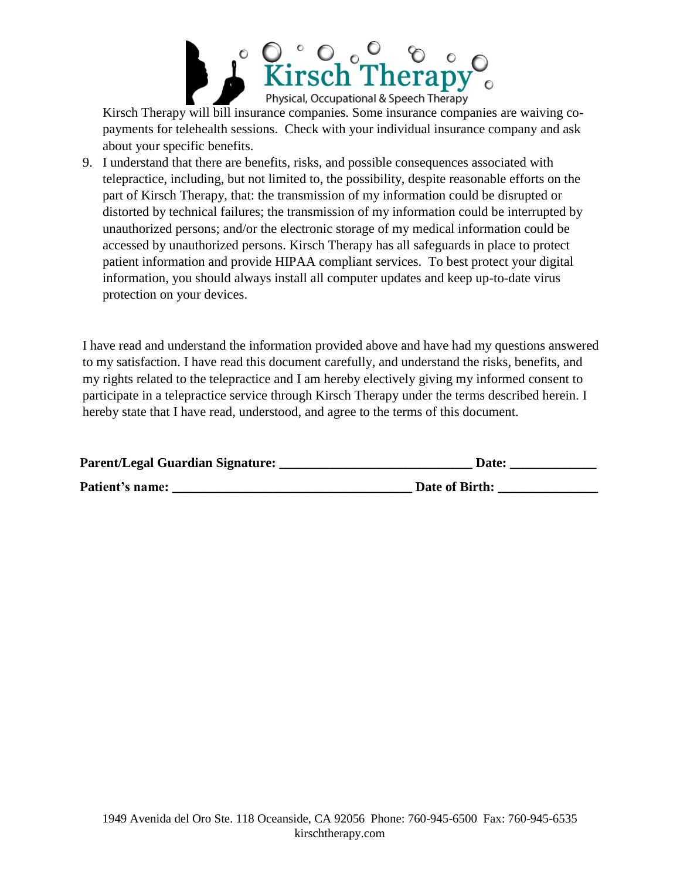Kirsch Therapy will bill insurance companies. Some insurance companies are waiving co-payments for telehealth sessions. Check with your individual insurance company and ask about your specific benefits.

9. I understand that there are benefits, risks, and possible consequences associated with telepractice, including, but not limited to, the possibility, despite reasonable efforts on the part of Kirsch Therapy, that: the transmission of my information could be disrupted or distorted by technical failures; the transmission of my information could be interrupted by unauthorized persons; and/or the electronic storage of my medical information could be accessed by unauthorized persons. Kirsch Therapy has all safeguards in place to protect patient information and provide HIPAA compliant services. To best protect your digital information, you should always install all computer updates and keep up-to-date virus protection on your devices.

I have read and understand the information provided above and have had my questions answered to my satisfaction. I have read this document carefully, and understand the risks, benefits, and my rights related to the telepractice and I am hereby electively giving my informed consent to participate in a telepractice service through Kirsch Therapy under the terms described herein. I hereby state that I have read, understood, and agree to the terms of this document.

**Parent/Legal Guardian Signature: ____________________________ Date: _____________**

**Patient's name: ___________________________________ Date of Birth: _______________**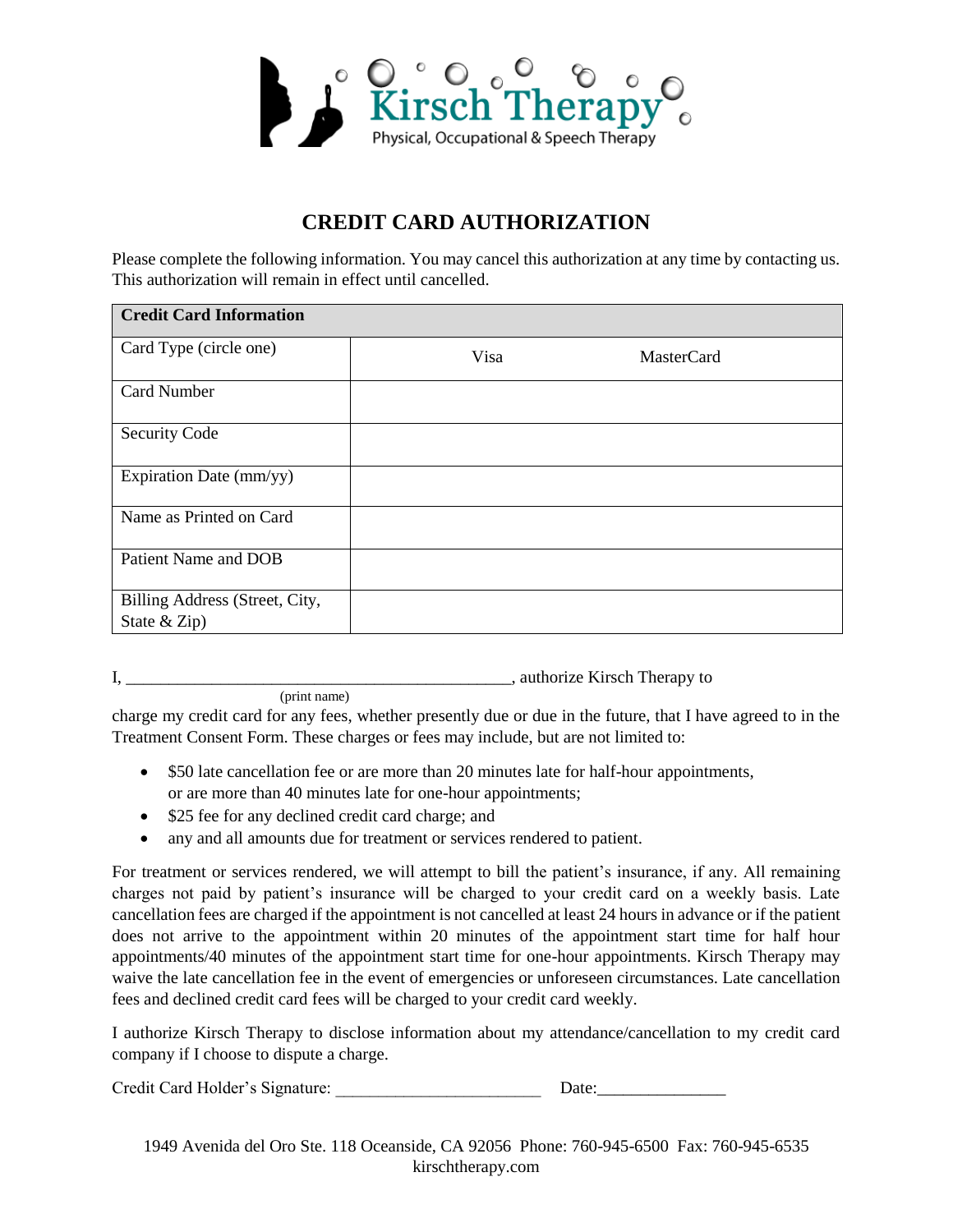Kirsch Therapy

Physical, Occupational & Speech Therapy

# CREDIT CARD AUTHORIZATION

Please complete the following information. You may cancel this authorization at any time by contacting us. This authorization will remain in effect until cancelled.

| **Credit Card Information** | | |
|---|---|---|
| Card Type (circle one) | Visa | MasterCard |
| Card Number | | |
| Security Code | | |
| Expiration Date (mm/yy) | | |
| Name as Printed on Card | | |
| Patient Name and DOB | | |
| Billing Address (Street, City, State & Zip) | | |

I, _____________________________________________, authorize Kirsch Therapy to
(print name)
charge my credit card for any fees, whether presently due or due in the future, that I have agreed to in the Treatment Consent Form. These charges or fees may include, but are not limited to:

- $50 late cancellation fee or are more than 20 minutes late for half-hour appointments, or are more than 40 minutes late for one-hour appointments;
- $25 fee for any declined credit card charge; and
- any and all amounts due for treatment or services rendered to patient.

For treatment or services rendered, we will attempt to bill the patient's insurance, if any. All remaining charges not paid by patient's insurance will be charged to your credit card on a weekly basis. Late cancellation fees are charged if the appointment is not cancelled at least 24 hours in advance or if the patient does not arrive to the appointment within 20 minutes of the appointment start time for half hour appointments/40 minutes of the appointment start time for one-hour appointments. Kirsch Therapy may waive the late cancellation fee in the event of emergencies or unforeseen circumstances. Late cancellation fees and declined credit card fees will be charged to your credit card weekly.

I authorize Kirsch Therapy to disclose information about my attendance/cancellation to my credit card company if I choose to dispute a charge.

Credit Card Holder's Signature: ________________________ Date:_______________

1949 Avenida del Oro Ste. 118 Oceanside, CA 92056 Phone: 760-945-6500 Fax: 760-945-6535
kirschtherapy.com